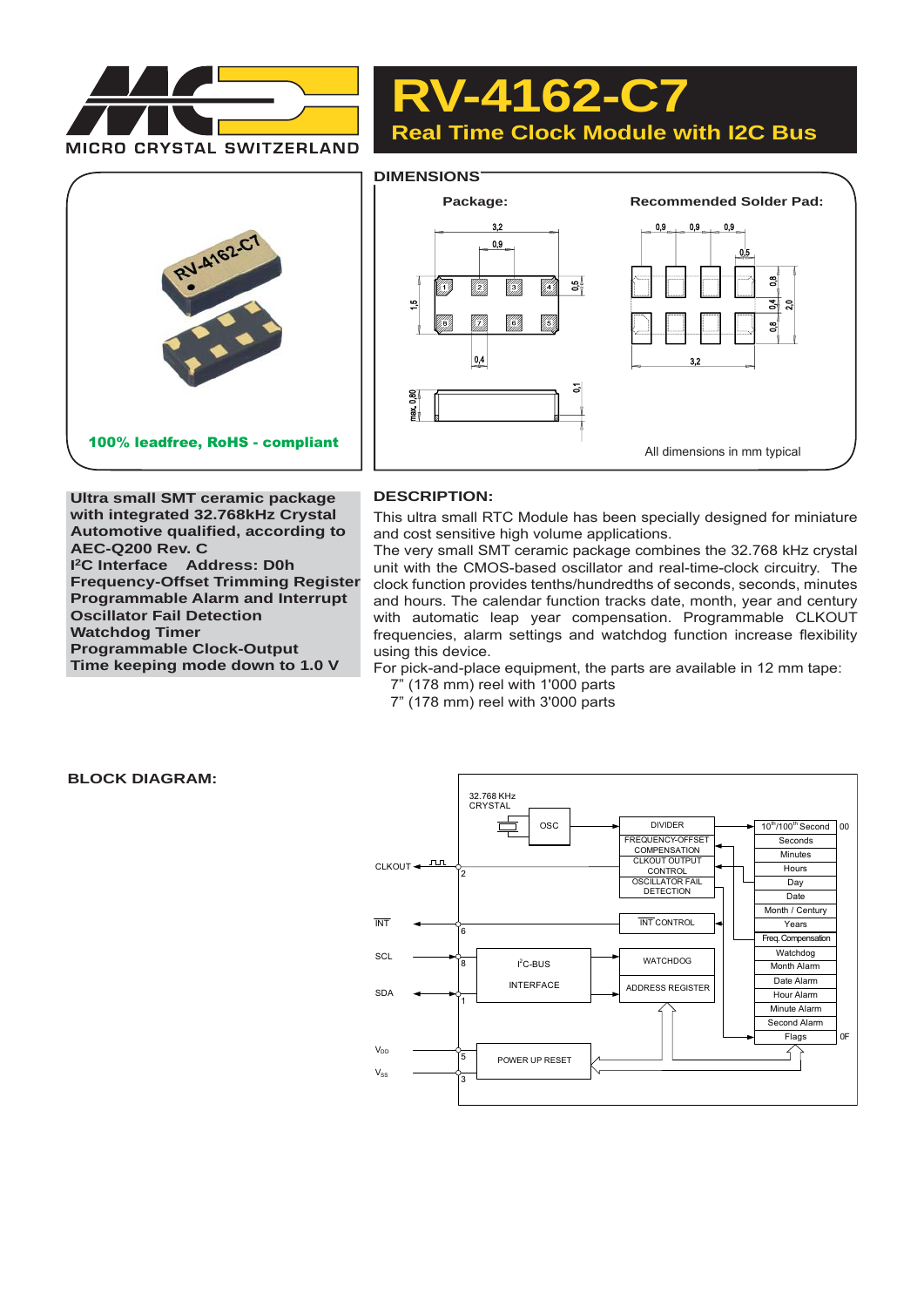# RV-4162-C7

## Real Time Clock Module with I2C Bus

MICRO CRYSTAL SWITZERLAND

**100% leadfree, RoHS - compliant**

### DIMENSIONS

Package:

Recommended Solder Pad:

All dimensions in mm typical

**Ultra small SMT ceramic package with integrated 32.768kHz Crystal**
**Automotive qualified, according to AEC-Q200 Rev. C**
**I²C Interface Address: D0h**
**Frequency-Offset Trimming Register**
**Programmable Alarm and Interrupt**
**Oscillator Fail Detection**
**Watchdog Timer**
**Programmable Clock-Output**
**Time keeping mode down to 1.0 V**

### DESCRIPTION:

This ultra small RTC Module has been specially designed for miniature and cost sensitive high volume applications.
The very small SMT ceramic package combines the 32.768 kHz crystal unit with the CMOS-based oscillator and real-time-clock circuitry. The clock function provides tenths/hundredths of seconds, seconds, minutes and hours. The calendar function tracks date, month, year and century with automatic leap year compensation. Programmable CLKOUT frequencies, alarm settings and watchdog function increase flexibility using this device.
For pick-and-place equipment, the parts are available in 12 mm tape:

7" (178 mm) reel with 1'000 parts
7" (178 mm) reel with 3'000 parts

### BLOCK DIAGRAM: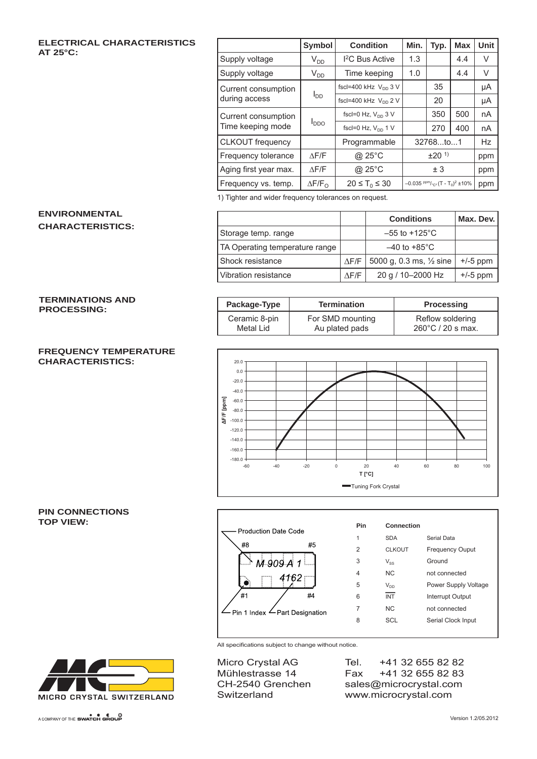## ELECTRICAL CHARACTERISTICS AT 25°C:

| | Symbol | Condition | Min. | Typ. | Max | Unit |
|---|---|---|---|---|---|---|
| Supply voltage | $V_{DD}$ | $I^2C$ Bus Active | 1.3 | | 4.4 | V |
| Supply voltage | $V_{DD}$ | Time keeping | 1.0 | | 4.4 | V |
| Current consumption during access | $I_{DD}$ | fscl=400 kHz $V_{DD}$ 3 V | | 35 | | µA |
| | | fscl=400 kHz $V_{DD}$ 2 V | | 20 | | µA |
| Current consumption Time keeping mode | $I_{DDO}$ | fscl=0 Hz, $V_{DD}$ 3 V | | 350 | 500 | nA |
| | | fscl=0 Hz, $V_{DD}$ 1 V | | 270 | 400 | nA |
| CLKOUT frequency | | Programmable | 32768...to...1 | | | Hz |
| Frequency tolerance | ∆F/F | @ 25°C | ±20 [1] | | | ppm |
| Aging first year max. | ∆F/F | @ 25°C | ± 3 | | | ppm |
| Frequency vs. temp. | $\Delta F/F_O$ | $20 \leq T_0 \leq 30$ | $-0.035\ ^{ppm}/_{°C^2}(T - T_0)^2 \pm 10\%$ | | | ppm |

1) Tighter and wider frequency tolerances on request.

## ENVIRONMENTAL CHARACTERISTICS:

| | | Conditions | Max. Dev. |
|---|---|---|---|
| Storage temp. range | | –55 to +125°C | |
| TA Operating temperature range | | –40 to +85°C | |
| Shock resistance | ∆F/F | 5000 g, 0.3 ms, ½ sine | +/-5 ppm |
| Vibration resistance | ∆F/F | 20 g / 10–2000 Hz | +/-5 ppm |

## TERMINATIONS AND PROCESSING:

| Package-Type | Termination | Processing |
|---|---|---|
| Ceramic 8-pin Metal Lid | For SMD mounting Au plated pads | Reflow soldering 260°C / 20 s max. |

## FREQUENCY TEMPERATURE CHARACTERISTICS:

ΔF/F [ppm]

20.0
0.0
-20.0
-40.0
-60.0
-80.0
-100.0
-120.0
-140.0
-160.0
-180.0

-60 -40 -20 0 20 40 60 80 100

T [°C]

Tuning Fork Crystal

## PIN CONNECTIONS TOP VIEW:

Production Date Code

#8 #5

M 909 A 1

4162

#1 #4

Pin 1 Index Part Designation

| Pin | Connection | |
|---|---|---|
| 1 | SDA | Serial Data |
| 2 | CLKOUT | Frequency Ouput |
| 3 | $V_{SS}$ | Ground |
| 4 | NC | not connected |
| 5 | $V_{DD}$ | Power Supply Voltage |
| 6 | $\overline{INT}$ | Interrupt Output |
| 7 | NC | not connected |
| 8 | SCL | Serial Clock Input |

All specifications subject to change without notice.

MICRO CRYSTAL SWITZERLAND

A COMPANY OF THE SWATCH GROUP

Micro Crystal AG
Mühlestrasse 14
CH-2540 Grenchen
Switzerland

Tel. +41 32 655 82 82
Fax +41 32 655 82 83
sales@microcrystal.com
www.microcrystal.com

Version 1.2/05.2012